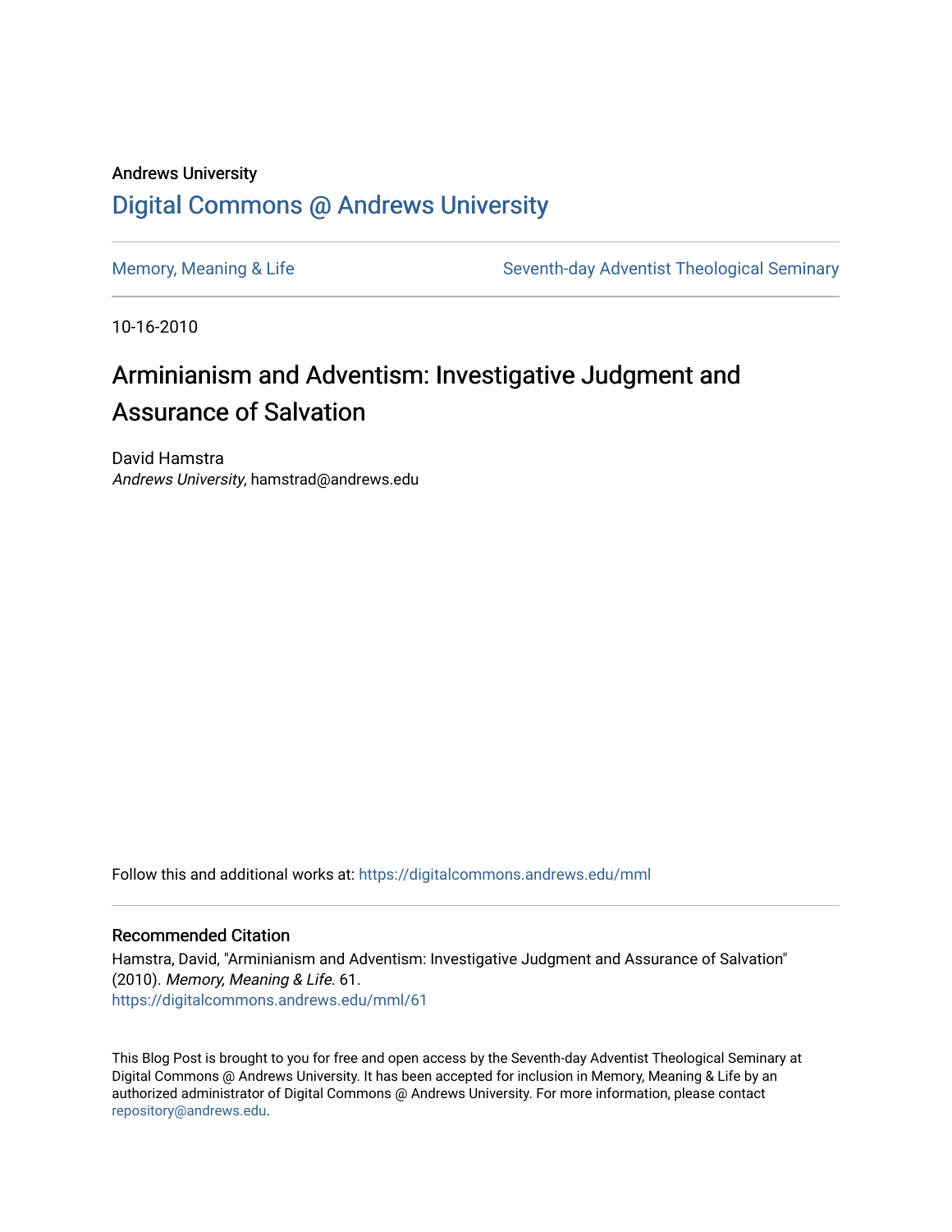Andrews University

## Digital Commons @ Andrews University

Memory, Meaning & Life | Seventh-day Adventist Theological Seminary

10-16-2010

# Arminianism and Adventism: Investigative Judgment and Assurance of Salvation

David Hamstra
*Andrews University*, hamstrad@andrews.edu

Follow this and additional works at: https://digitalcommons.andrews.edu/mml

### Recommended Citation

Hamstra, David, "Arminianism and Adventism: Investigative Judgment and Assurance of Salvation" (2010). *Memory, Meaning & Life*. 61.
https://digitalcommons.andrews.edu/mml/61

This Blog Post is brought to you for free and open access by the Seventh-day Adventist Theological Seminary at Digital Commons @ Andrews University. It has been accepted for inclusion in Memory, Meaning & Life by an authorized administrator of Digital Commons @ Andrews University. For more information, please contact repository@andrews.edu.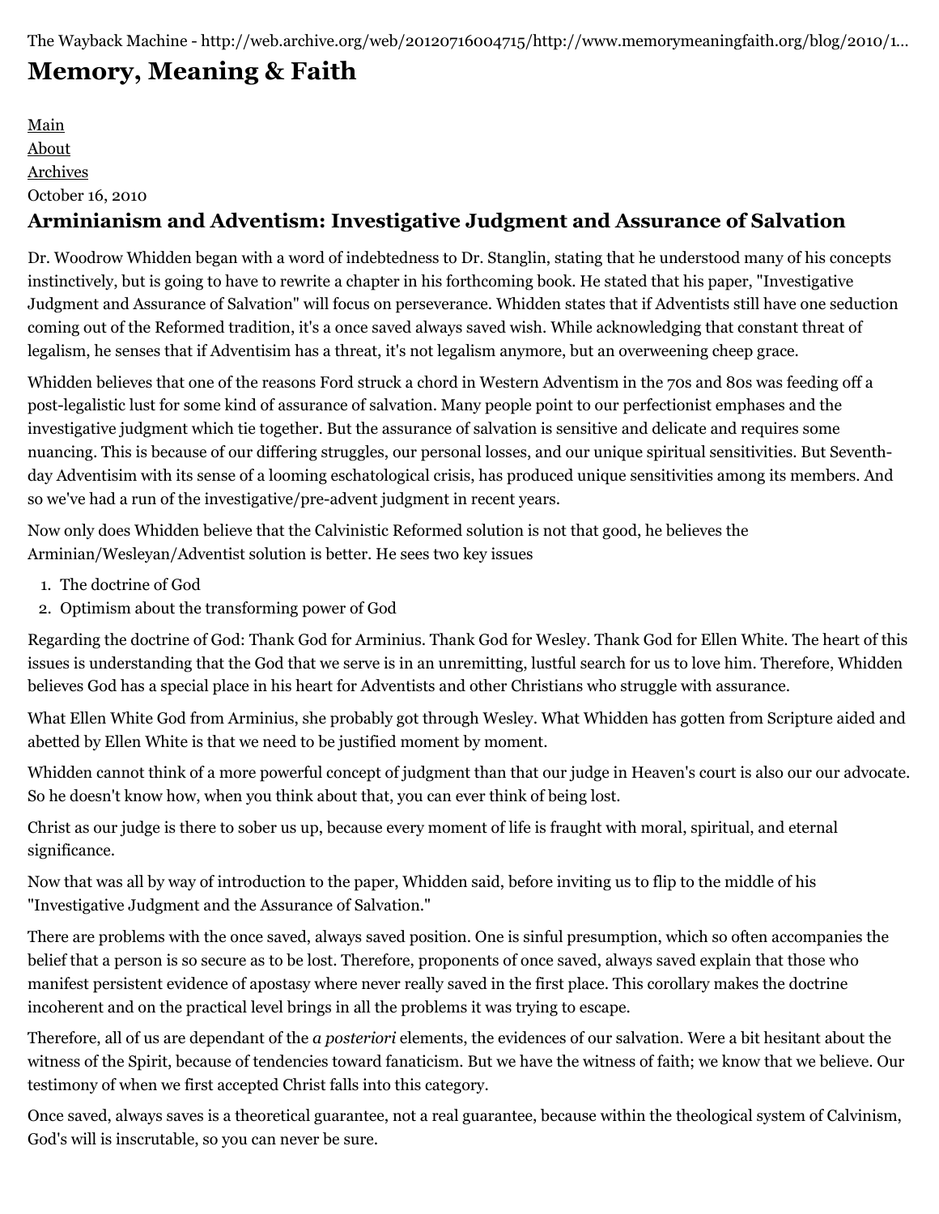The Wayback Machine - http://web.archive.org/web/20120716004715/http://www.memorymeaningfaith.org/blog/2010/1...

# Memory, Meaning & Faith

Main
About
Archives

October 16, 2010

## Arminianism and Adventism: Investigative Judgment and Assurance of Salvation

Dr. Woodrow Whidden began with a word of indebtedness to Dr. Stanglin, stating that he understood many of his concepts instinctively, but is going to have to rewrite a chapter in his forthcoming book. He stated that his paper, "Investigative Judgment and Assurance of Salvation" will focus on perseverance. Whidden states that if Adventists still have one seduction coming out of the Reformed tradition, it's a once saved always saved wish. While acknowledging that constant threat of legalism, he senses that if Adventisim has a threat, it's not legalism anymore, but an overweening cheep grace.

Whidden believes that one of the reasons Ford struck a chord in Western Adventism in the 70s and 80s was feeding off a post-legalistic lust for some kind of assurance of salvation. Many people point to our perfectionist emphases and the investigative judgment which tie together. But the assurance of salvation is sensitive and delicate and requires some nuancing. This is because of our differing struggles, our personal losses, and our unique spiritual sensitivities. But Seventh-day Adventisim with its sense of a looming eschatological crisis, has produced unique sensitivities among its members. And so we've had a run of the investigative/pre-advent judgment in recent years.

Now only does Whidden believe that the Calvinistic Reformed solution is not that good, he believes the Arminian/Wesleyan/Adventist solution is better. He sees two key issues

1. The doctrine of God
2. Optimism about the transforming power of God

Regarding the doctrine of God: Thank God for Arminius. Thank God for Wesley. Thank God for Ellen White. The heart of this issues is understanding that the God that we serve is in an unremitting, lustful search for us to love him. Therefore, Whidden believes God has a special place in his heart for Adventists and other Christians who struggle with assurance.

What Ellen White God from Arminius, she probably got through Wesley. What Whidden has gotten from Scripture aided and abetted by Ellen White is that we need to be justified moment by moment.

Whidden cannot think of a more powerful concept of judgment than that our judge in Heaven's court is also our our advocate. So he doesn't know how, when you think about that, you can ever think of being lost.

Christ as our judge is there to sober us up, because every moment of life is fraught with moral, spiritual, and eternal significance.

Now that was all by way of introduction to the paper, Whidden said, before inviting us to flip to the middle of his "Investigative Judgment and the Assurance of Salvation."

There are problems with the once saved, always saved position. One is sinful presumption, which so often accompanies the belief that a person is so secure as to be lost. Therefore, proponents of once saved, always saved explain that those who manifest persistent evidence of apostasy where never really saved in the first place. This corollary makes the doctrine incoherent and on the practical level brings in all the problems it was trying to escape.

Therefore, all of us are dependant of the *a posteriori* elements, the evidences of our salvation. Were a bit hesitant about the witness of the Spirit, because of tendencies toward fanaticism. But we have the witness of faith; we know that we believe. Our testimony of when we first accepted Christ falls into this category.

Once saved, always saves is a theoretical guarantee, not a real guarantee, because within the theological system of Calvinism, God's will is inscrutable, so you can never be sure.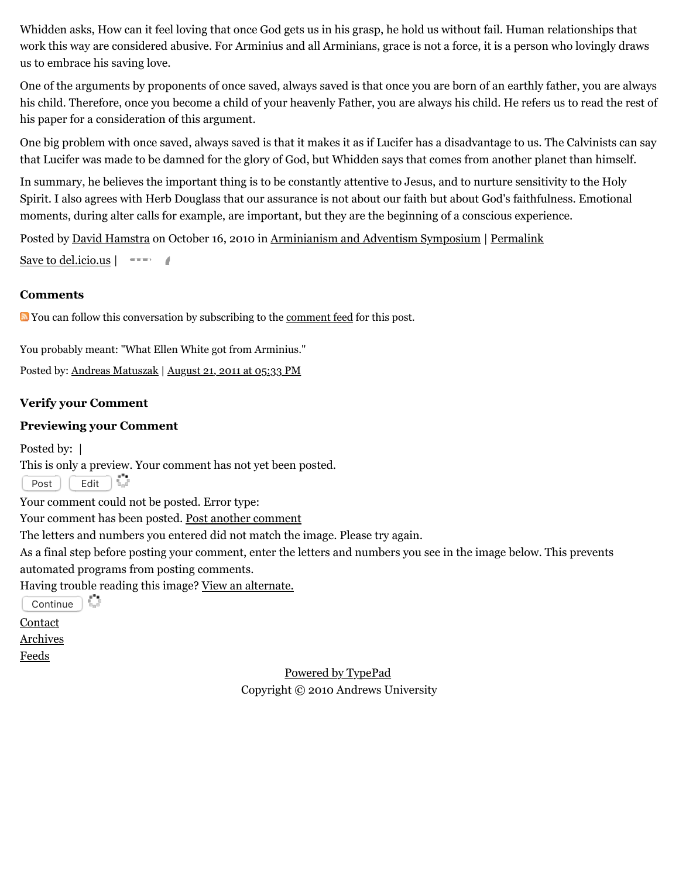Whidden asks, How can it feel loving that once God gets us in his grasp, he hold us without fail. Human relationships that work this way are considered abusive. For Arminius and all Arminians, grace is not a force, it is a person who lovingly draws us to embrace his saving love.

One of the arguments by proponents of once saved, always saved is that once you are born of an earthly father, you are always his child. Therefore, once you become a child of your heavenly Father, you are always his child. He refers us to read the rest of his paper for a consideration of this argument.

One big problem with once saved, always saved is that it makes it as if Lucifer has a disadvantage to us. The Calvinists can say that Lucifer was made to be damned for the glory of God, but Whidden says that comes from another planet than himself.

In summary, he believes the important thing is to be constantly attentive to Jesus, and to nurture sensitivity to the Holy Spirit. I also agrees with Herb Douglass that our assurance is not about our faith but about God's faithfulness. Emotional moments, during alter calls for example, are important, but they are the beginning of a conscious experience.

Posted by David Hamstra on October 16, 2010 in Arminianism and Adventism Symposium | Permalink

Save to del.icio.us |

### Comments

You can follow this conversation by subscribing to the comment feed for this post.

You probably meant: "What Ellen White got from Arminius."

Posted by: Andreas Matuszak | August 21, 2011 at 05:33 PM

### Verify your Comment

### Previewing your Comment

Posted by: |
This is only a preview. Your comment has not yet been posted.

Post Edit

Your comment could not be posted. Error type:
Your comment has been posted. Post another comment
The letters and numbers you entered did not match the image. Please try again.
As a final step before posting your comment, enter the letters and numbers you see in the image below. This prevents automated programs from posting comments.
Having trouble reading this image? View an alternate.

Continue

Contact
Archives
Feeds

Powered by TypePad
Copyright © 2010 Andrews University